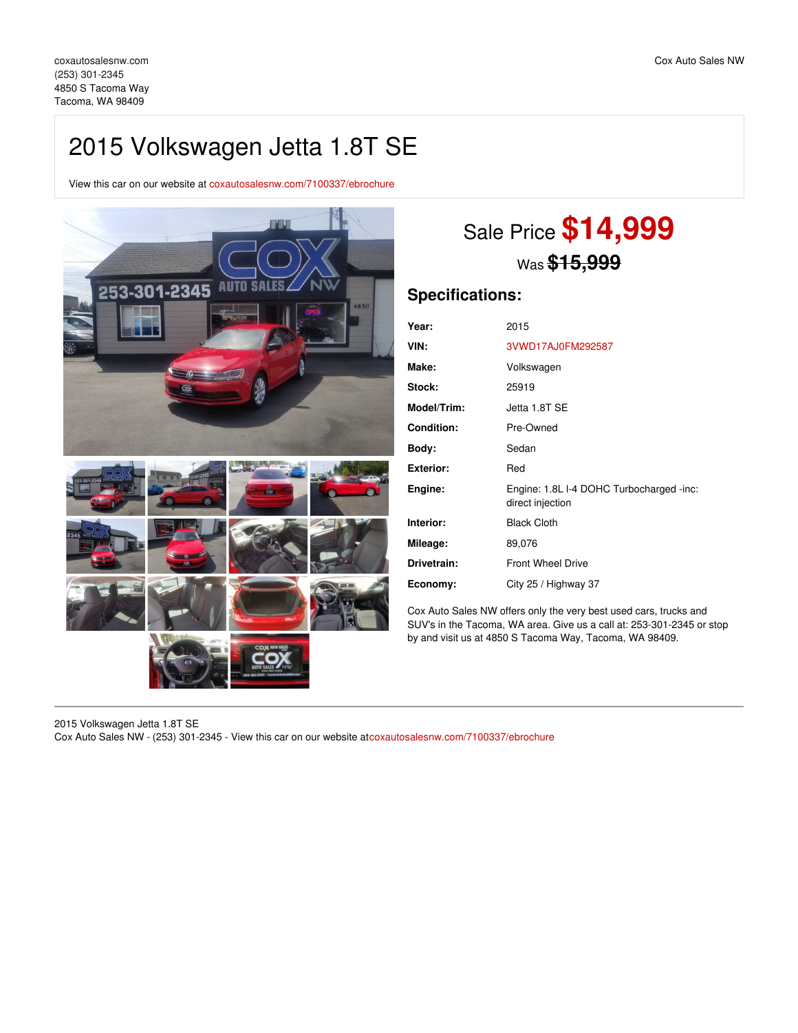coxautosalesnw.com
(253) 301-2345
4850 S Tacoma Way
Tacoma, WA 98409

Cox Auto Sales NW

# 2015 Volkswagen Jetta 1.8T SE

View this car on our website at coxautosalesnw.com/7100337/ebrochure

## Sale Price **$14,999**

Was ~~$15,999~~

## Specifications:

| | |
|---|---|
| **Year:** | 2015 |
| **VIN:** | 3VWD17AJ0FM292587 |
| **Make:** | Volkswagen |
| **Stock:** | 25919 |
| **Model/Trim:** | Jetta 1.8T SE |
| **Condition:** | Pre-Owned |
| **Body:** | Sedan |
| **Exterior:** | Red |
| **Engine:** | Engine: 1.8L I-4 DOHC Turbocharged -inc: direct injection |
| **Interior:** | Black Cloth |
| **Mileage:** | 89,076 |
| **Drivetrain:** | Front Wheel Drive |
| **Economy:** | City 25 / Highway 37 |

Cox Auto Sales NW offers only the very best used cars, trucks and SUV's in the Tacoma, WA area. Give us a call at: 253-301-2345 or stop by and visit us at 4850 S Tacoma Way, Tacoma, WA 98409.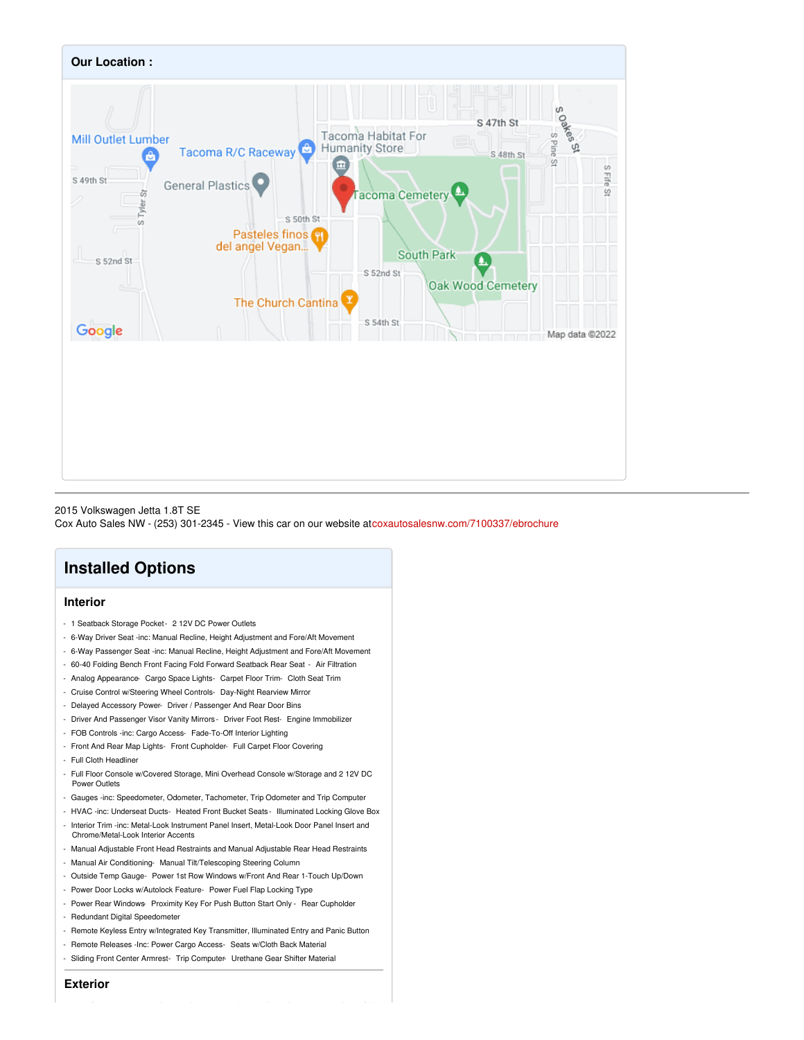## Our Location :

2015 Volkswagen Jetta 1.8T SE
Cox Auto Sales NW - (253) 301-2345 - View this car on our website atcoxautosalesnw.com/7100337/ebrochure

# Installed Options

## Interior

- 1 Seatback Storage Pocket- 2 12V DC Power Outlets
- 6-Way Driver Seat -inc: Manual Recline, Height Adjustment and Fore/Aft Movement
- 6-Way Passenger Seat -inc: Manual Recline, Height Adjustment and Fore/Aft Movement
- 60-40 Folding Bench Front Facing Fold Forward Seatback Rear Seat - Air Filtration
- Analog Appearance- Cargo Space Lights- Carpet Floor Trim- Cloth Seat Trim
- Cruise Control w/Steering Wheel Controls- Day-Night Rearview Mirror
- Delayed Accessory Power- Driver / Passenger And Rear Door Bins
- Driver And Passenger Visor Vanity Mirrors - Driver Foot Rest- Engine Immobilizer
- FOB Controls -inc: Cargo Access- Fade-To-Off Interior Lighting
- Front And Rear Map Lights- Front Cupholder- Full Carpet Floor Covering
- Full Cloth Headliner
- Full Floor Console w/Covered Storage, Mini Overhead Console w/Storage and 2 12V DC Power Outlets
- Gauges -inc: Speedometer, Odometer, Tachometer, Trip Odometer and Trip Computer
- HVAC -inc: Underseat Ducts- Heated Front Bucket Seats - Illuminated Locking Glove Box
- Interior Trim -inc: Metal-Look Instrument Panel Insert, Metal-Look Door Panel Insert and Chrome/Metal-Look Interior Accents
- Manual Adjustable Front Head Restraints and Manual Adjustable Rear Head Restraints
- Manual Air Conditioning- Manual Tilt/Telescoping Steering Column
- Outside Temp Gauge- Power 1st Row Windows w/Front And Rear 1-Touch Up/Down
- Power Door Locks w/Autolock Feature- Power Fuel Flap Locking Type
- Power Rear Windows- Proximity Key For Push Button Start Only - Rear Cupholder
- Redundant Digital Speedometer
- Remote Keyless Entry w/Integrated Key Transmitter, Illuminated Entry and Panic Button
- Remote Releases -Inc: Power Cargo Access- Seats w/Cloth Back Material
- Sliding Front Center Armrest- Trip Computer- Urethane Gear Shifter Material

## Exterior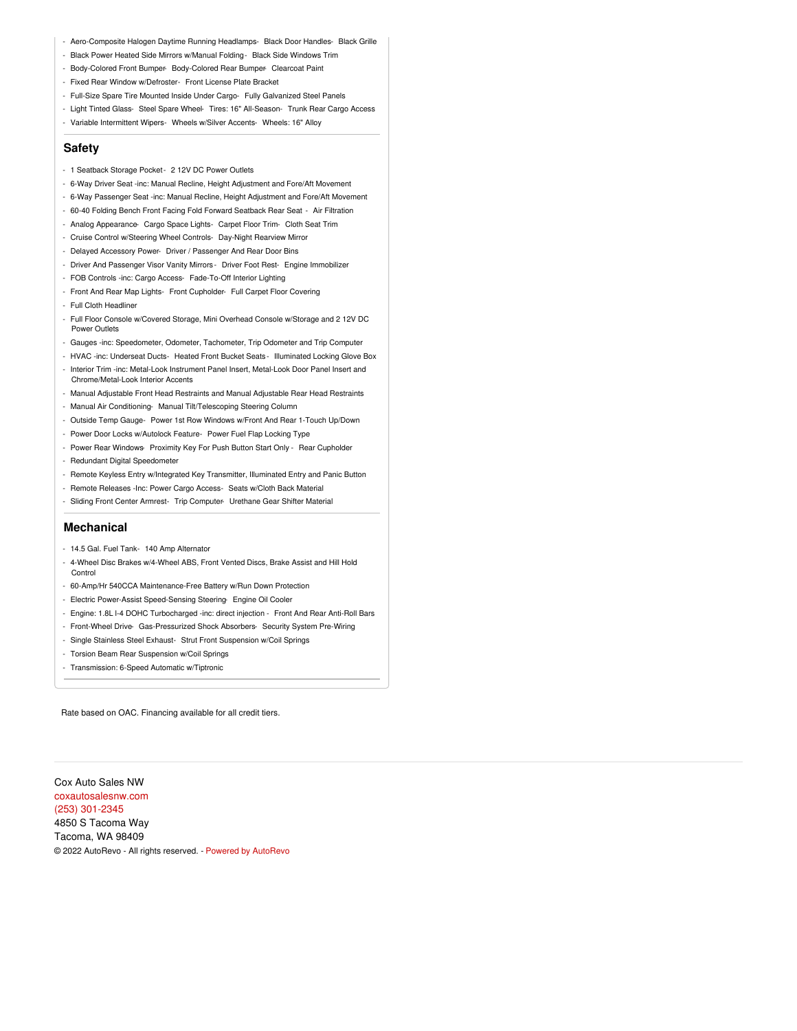- Aero-Composite Halogen Daytime Running Headlamps- Black Door Handles- Black Grille
- Black Power Heated Side Mirrors w/Manual Folding- Black Side Windows Trim
- Body-Colored Front Bumper- Body-Colored Rear Bumper- Clearcoat Paint
- Fixed Rear Window w/Defroster- Front License Plate Bracket
- Full-Size Spare Tire Mounted Inside Under Cargo- Fully Galvanized Steel Panels
- Light Tinted Glass- Steel Spare Wheel- Tires: 16" All-Season- Trunk Rear Cargo Access
- Variable Intermittent Wipers- Wheels w/Silver Accents- Wheels: 16" Alloy

## Safety

- 1 Seatback Storage Pocket- 2 12V DC Power Outlets
- 6-Way Driver Seat -inc: Manual Recline, Height Adjustment and Fore/Aft Movement
- 6-Way Passenger Seat -inc: Manual Recline, Height Adjustment and Fore/Aft Movement
- 60-40 Folding Bench Front Facing Fold Forward Seatback Rear Seat - Air Filtration
- Analog Appearance- Cargo Space Lights- Carpet Floor Trim- Cloth Seat Trim
- Cruise Control w/Steering Wheel Controls- Day-Night Rearview Mirror
- Delayed Accessory Power- Driver / Passenger And Rear Door Bins
- Driver And Passenger Visor Vanity Mirrors- Driver Foot Rest- Engine Immobilizer
- FOB Controls -inc: Cargo Access- Fade-To-Off Interior Lighting
- Front And Rear Map Lights- Front Cupholder- Full Carpet Floor Covering
- Full Cloth Headliner
- Full Floor Console w/Covered Storage, Mini Overhead Console w/Storage and 2 12V DC Power Outlets
- Gauges -inc: Speedometer, Odometer, Tachometer, Trip Odometer and Trip Computer
- HVAC -inc: Underseat Ducts- Heated Front Bucket Seats- Illuminated Locking Glove Box
- Interior Trim -inc: Metal-Look Instrument Panel Insert, Metal-Look Door Panel Insert and Chrome/Metal-Look Interior Accents
- Manual Adjustable Front Head Restraints and Manual Adjustable Rear Head Restraints
- Manual Air Conditioning- Manual Tilt/Telescoping Steering Column
- Outside Temp Gauge- Power 1st Row Windows w/Front And Rear 1-Touch Up/Down
- Power Door Locks w/Autolock Feature- Power Fuel Flap Locking Type
- Power Rear Windows- Proximity Key For Push Button Start Only- Rear Cupholder
- Redundant Digital Speedometer
- Remote Keyless Entry w/Integrated Key Transmitter, Illuminated Entry and Panic Button
- Remote Releases -Inc: Power Cargo Access- Seats w/Cloth Back Material
- Sliding Front Center Armrest- Trip Computer- Urethane Gear Shifter Material

## Mechanical

- 14.5 Gal. Fuel Tank- 140 Amp Alternator
- 4-Wheel Disc Brakes w/4-Wheel ABS, Front Vented Discs, Brake Assist and Hill Hold Control
- 60-Amp/Hr 540CCA Maintenance-Free Battery w/Run Down Protection
- Electric Power-Assist Speed-Sensing Steering- Engine Oil Cooler
- Engine: 1.8L I-4 DOHC Turbocharged -inc: direct injection - Front And Rear Anti-Roll Bars
- Front-Wheel Drive- Gas-Pressurized Shock Absorbers- Security System Pre-Wiring
- Single Stainless Steel Exhaust- Strut Front Suspension w/Coil Springs
- Torsion Beam Rear Suspension w/Coil Springs
- Transmission: 6-Speed Automatic w/Tiptronic

Rate based on OAC. Financing available for all credit tiers.

Cox Auto Sales NW
coxautosalesnw.com
(253) 301-2345
4850 S Tacoma Way
Tacoma, WA 98409
© 2022 AutoRevo - All rights reserved. - Powered by AutoRevo